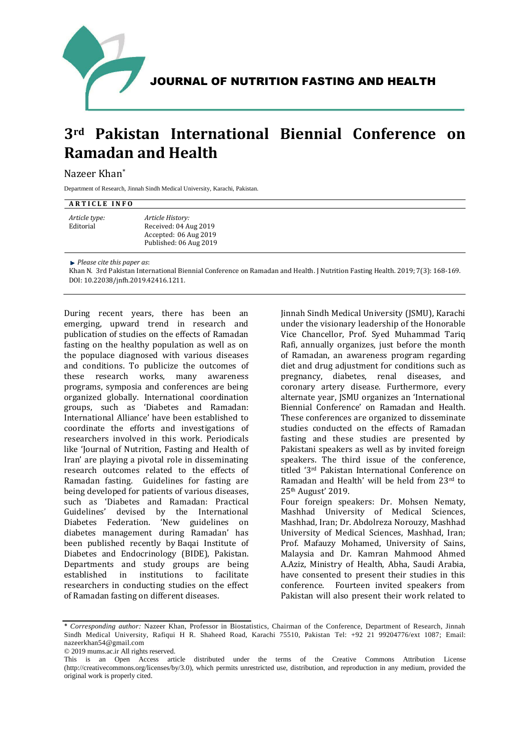JOURNAL OF NUTRITION FASTING AND HEALTH

# 3rd Pakistan International Biennial Conference on Ramadan and Health

Nazeer Khan*

Department of Research, Jinnah Sindh Medical University, Karachi, Pakistan.

**ARTICLE INFO**

*Article type:*
Editorial

*Article History:*
Received: 04 Aug 2019
Accepted: 06 Aug 2019
Published: 06 Aug 2019

*Please cite this paper as*:
Khan N. 3rd Pakistan International Biennial Conference on Ramadan and Health. J Nutrition Fasting Health. 2019; 7(3): 168-169. DOI: 10.22038/jnfh.2019.42416.1211.

During recent years, there has been an emerging, upward trend in research and publication of studies on the effects of Ramadan fasting on the healthy population as well as on the populace diagnosed with various diseases and conditions. To publicize the outcomes of these research works, many awareness programs, symposia and conferences are being organized globally. International coordination groups, such as 'Diabetes and Ramadan: International Alliance' have been established to coordinate the efforts and investigations of researchers involved in this work. Periodicals like 'Journal of Nutrition, Fasting and Health of Iran' are playing a pivotal role in disseminating research outcomes related to the effects of Ramadan fasting. Guidelines for fasting are being developed for patients of various diseases, such as 'Diabetes and Ramadan: Practical Guidelines' devised by the International Diabetes Federation. 'New guidelines on diabetes management during Ramadan' has been published recently by Baqai Institute of Diabetes and Endocrinology (BIDE), Pakistan. Departments and study groups are being established in institutions to facilitate researchers in conducting studies on the effect of Ramadan fasting on different diseases.

Jinnah Sindh Medical University (JSMU), Karachi under the visionary leadership of the Honorable Vice Chancellor, Prof. Syed Muhammad Tariq Rafi, annually organizes, just before the month of Ramadan, an awareness program regarding diet and drug adjustment for conditions such as pregnancy, diabetes, renal diseases, and coronary artery disease. Furthermore, every alternate year, JSMU organizes an 'International Biennial Conference' on Ramadan and Health. These conferences are organized to disseminate studies conducted on the effects of Ramadan fasting and these studies are presented by Pakistani speakers as well as by invited foreign speakers. The third issue of the conference, titled '3rd Pakistan International Conference on Ramadan and Health' will be held from 23rd to 25th August' 2019.

Four foreign speakers: Dr. Mohsen Nematy, Mashhad University of Medical Sciences, Mashhad, Iran; Dr. Abdolreza Norouzy, Mashhad University of Medical Sciences, Mashhad, Iran; Prof. Mafauzy Mohamed, University of Sains, Malaysia and Dr. Kamran Mahmood Ahmed A.Aziz, Ministry of Health, Abha, Saudi Arabia, have consented to present their studies in this conference. Fourteen invited speakers from Pakistan will also present their work related to

\* *Corresponding author:* Nazeer Khan, Professor in Biostatistics, Chairman of the Conference, Department of Research, Jinnah Sindh Medical University, Rafiqui H R. Shaheed Road, Karachi 75510, Pakistan Tel: +92 21 99204776/ext 1087; Email: nazeerkhan54@gmail.com

© 2019 mums.ac.ir All rights reserved.

This is an Open Access article distributed under the terms of the Creative Commons Attribution License (http://creativecommons.org/licenses/by/3.0), which permits unrestricted use, distribution, and reproduction in any medium, provided the original work is properly cited.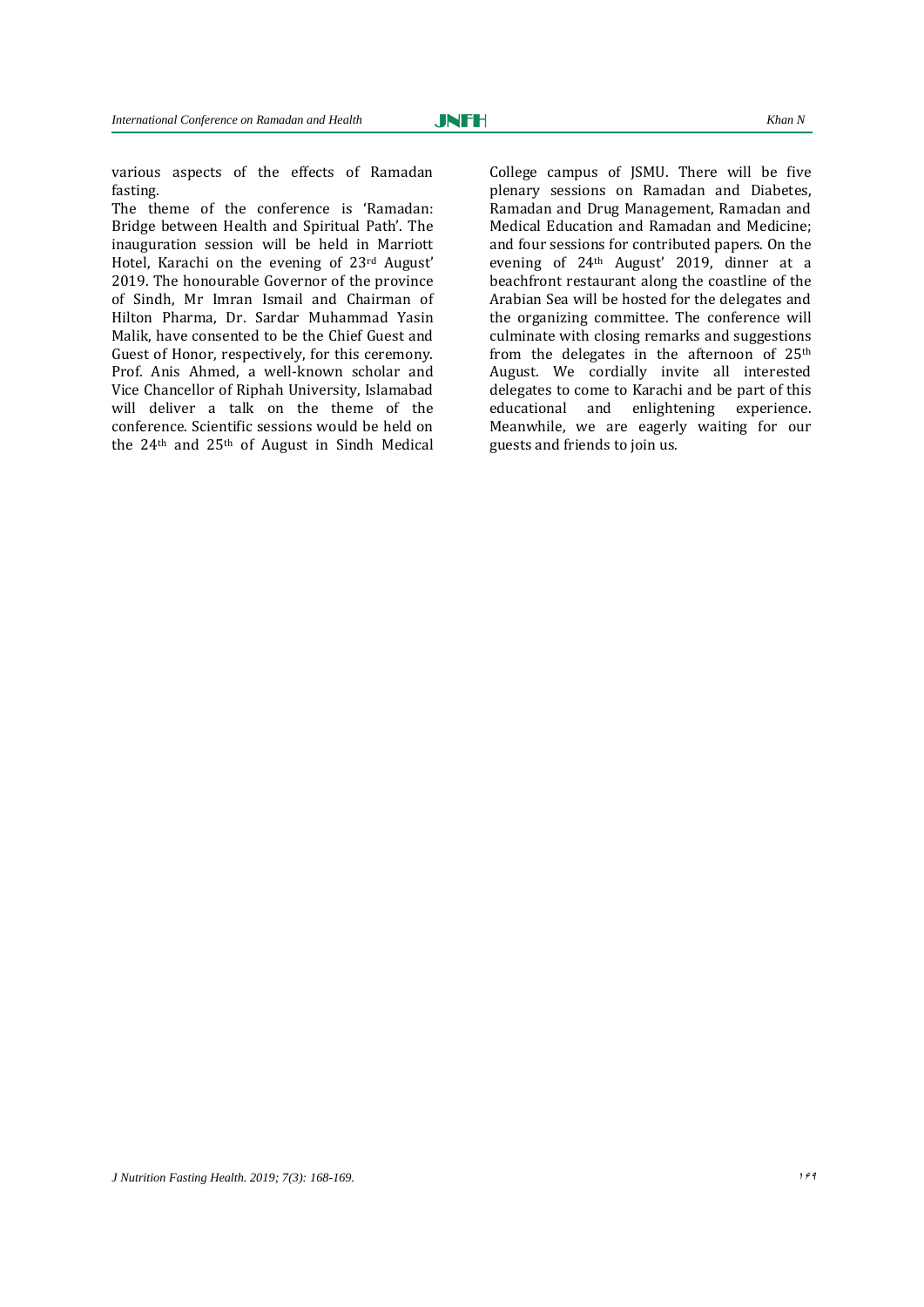various aspects of the effects of Ramadan fasting.

The theme of the conference is 'Ramadan: Bridge between Health and Spiritual Path'. The inauguration session will be held in Marriott Hotel, Karachi on the evening of 23rd August' 2019. The honourable Governor of the province of Sindh, Mr Imran Ismail and Chairman of Hilton Pharma, Dr. Sardar Muhammad Yasin Malik, have consented to be the Chief Guest and Guest of Honor, respectively, for this ceremony. Prof. Anis Ahmed, a well-known scholar and Vice Chancellor of Riphah University, Islamabad will deliver a talk on the theme of the conference. Scientific sessions would be held on the 24th and 25th of August in Sindh Medical College campus of JSMU. There will be five plenary sessions on Ramadan and Diabetes, Ramadan and Drug Management, Ramadan and Medical Education and Ramadan and Medicine; and four sessions for contributed papers. On the evening of 24th August' 2019, dinner at a beachfront restaurant along the coastline of the Arabian Sea will be hosted for the delegates and the organizing committee. The conference will culminate with closing remarks and suggestions from the delegates in the afternoon of 25th August. We cordially invite all interested delegates to come to Karachi and be part of this educational and enlightening experience. Meanwhile, we are eagerly waiting for our guests and friends to join us.